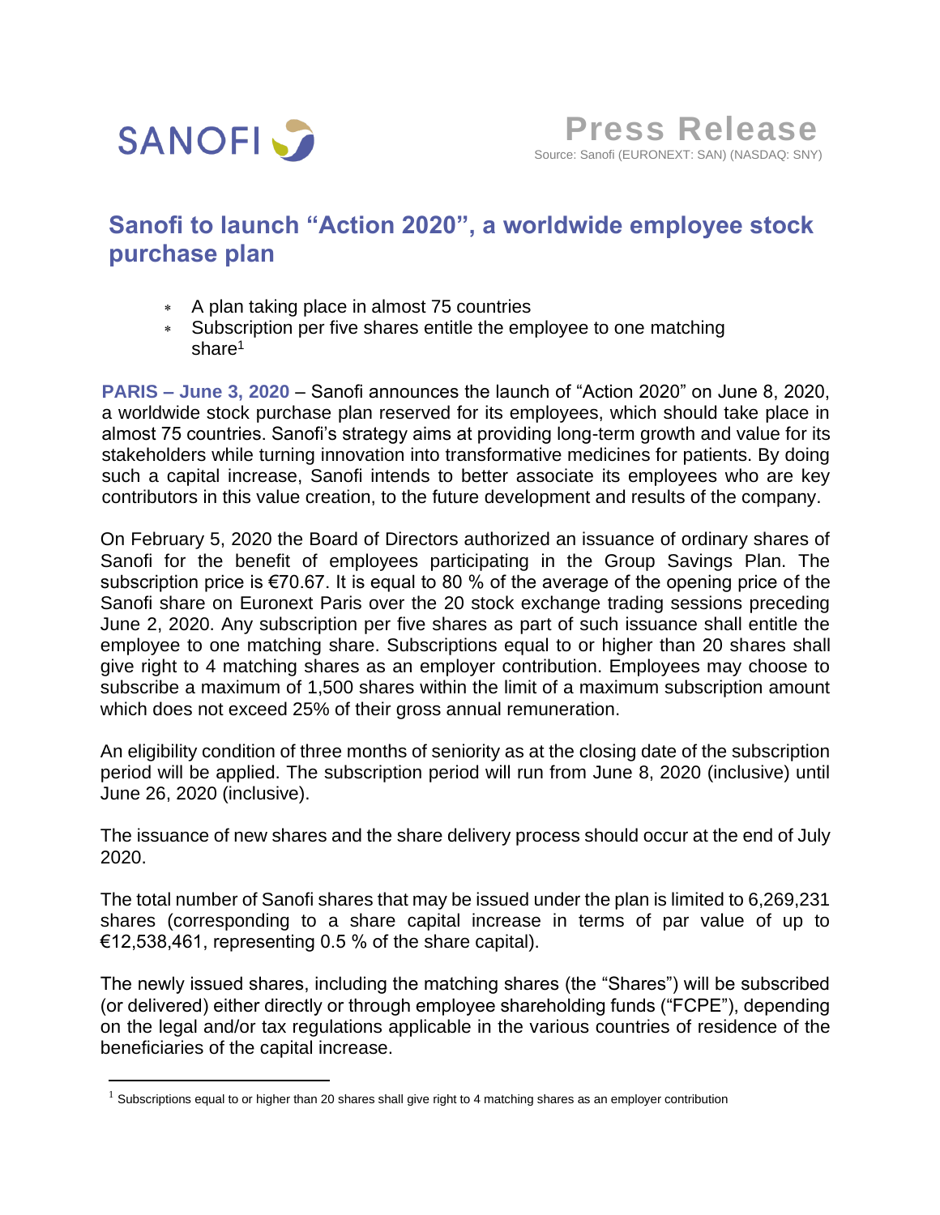SANOFI

**Press Release**
Source: Sanofi (EURONEXT: SAN) (NASDAQ: SNY)

# Sanofi to launch "Action 2020", a worldwide employee stock purchase plan

* A plan taking place in almost 75 countries
* Subscription per five shares entitle the employee to one matching share[1]

**PARIS – June 3, 2020** – Sanofi announces the launch of "Action 2020" on June 8, 2020, a worldwide stock purchase plan reserved for its employees, which should take place in almost 75 countries. Sanofi's strategy aims at providing long-term growth and value for its stakeholders while turning innovation into transformative medicines for patients. By doing such a capital increase, Sanofi intends to better associate its employees who are key contributors in this value creation, to the future development and results of the company.

On February 5, 2020 the Board of Directors authorized an issuance of ordinary shares of Sanofi for the benefit of employees participating in the Group Savings Plan. The subscription price is €70.67. It is equal to 80 % of the average of the opening price of the Sanofi share on Euronext Paris over the 20 stock exchange trading sessions preceding June 2, 2020. Any subscription per five shares as part of such issuance shall entitle the employee to one matching share. Subscriptions equal to or higher than 20 shares shall give right to 4 matching shares as an employer contribution. Employees may choose to subscribe a maximum of 1,500 shares within the limit of a maximum subscription amount which does not exceed 25% of their gross annual remuneration.

An eligibility condition of three months of seniority as at the closing date of the subscription period will be applied. The subscription period will run from June 8, 2020 (inclusive) until June 26, 2020 (inclusive).

The issuance of new shares and the share delivery process should occur at the end of July 2020.

The total number of Sanofi shares that may be issued under the plan is limited to 6,269,231 shares (corresponding to a share capital increase in terms of par value of up to €12,538,461, representing 0.5 % of the share capital).

The newly issued shares, including the matching shares (the "Shares") will be subscribed (or delivered) either directly or through employee shareholding funds ("FCPE"), depending on the legal and/or tax regulations applicable in the various countries of residence of the beneficiaries of the capital increase.

[1] Subscriptions equal to or higher than 20 shares shall give right to 4 matching shares as an employer contribution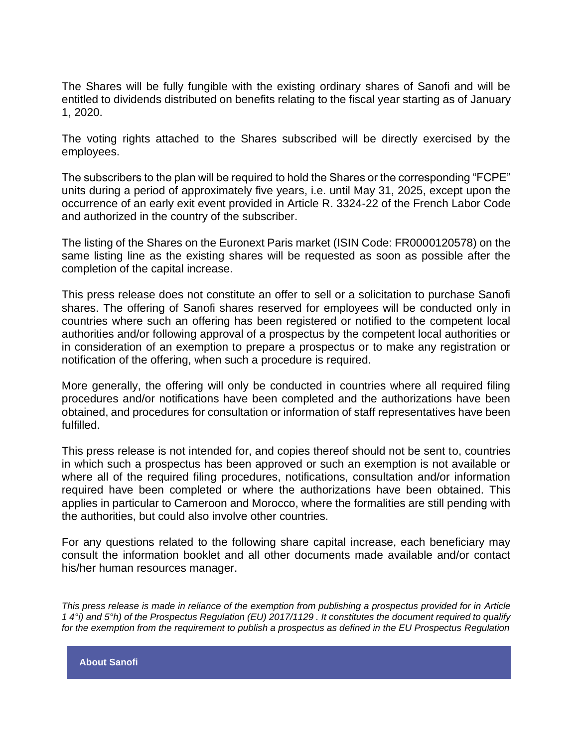The Shares will be fully fungible with the existing ordinary shares of Sanofi and will be entitled to dividends distributed on benefits relating to the fiscal year starting as of January 1, 2020.

The voting rights attached to the Shares subscribed will be directly exercised by the employees.

The subscribers to the plan will be required to hold the Shares or the corresponding "FCPE" units during a period of approximately five years, i.e. until May 31, 2025, except upon the occurrence of an early exit event provided in Article R. 3324-22 of the French Labor Code and authorized in the country of the subscriber.

The listing of the Shares on the Euronext Paris market (ISIN Code: FR0000120578) on the same listing line as the existing shares will be requested as soon as possible after the completion of the capital increase.

This press release does not constitute an offer to sell or a solicitation to purchase Sanofi shares. The offering of Sanofi shares reserved for employees will be conducted only in countries where such an offering has been registered or notified to the competent local authorities and/or following approval of a prospectus by the competent local authorities or in consideration of an exemption to prepare a prospectus or to make any registration or notification of the offering, when such a procedure is required.

More generally, the offering will only be conducted in countries where all required filing procedures and/or notifications have been completed and the authorizations have been obtained, and procedures for consultation or information of staff representatives have been fulfilled.

This press release is not intended for, and copies thereof should not be sent to, countries in which such a prospectus has been approved or such an exemption is not available or where all of the required filing procedures, notifications, consultation and/or information required have been completed or where the authorizations have been obtained. This applies in particular to Cameroon and Morocco, where the formalities are still pending with the authorities, but could also involve other countries.

For any questions related to the following share capital increase, each beneficiary may consult the information booklet and all other documents made available and/or contact his/her human resources manager.

*This press release is made in reliance of the exemption from publishing a prospectus provided for in Article 1 4°i) and 5°h) of the Prospectus Regulation (EU) 2017/1129 . It constitutes the document required to qualify for the exemption from the requirement to publish a prospectus as defined in the EU Prospectus Regulation*

**About Sanofi**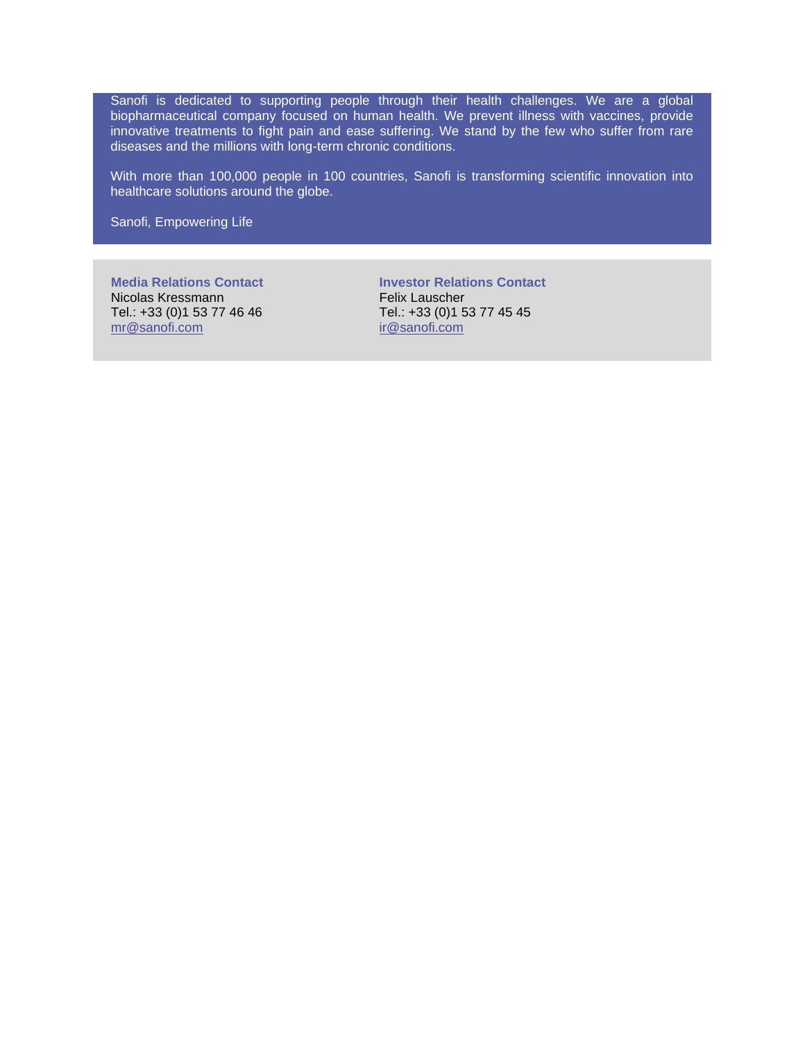Sanofi is dedicated to supporting people through their health challenges. We are a global biopharmaceutical company focused on human health. We prevent illness with vaccines, provide innovative treatments to fight pain and ease suffering. We stand by the few who suffer from rare diseases and the millions with long-term chronic conditions.

With more than 100,000 people in 100 countries, Sanofi is transforming scientific innovation into healthcare solutions around the globe.

Sanofi, Empowering Life

**Media Relations Contact**
Nicolas Kressmann
Tel.: +33 (0)1 53 77 46 46
mr@sanofi.com

**Investor Relations Contact**
Felix Lauscher
Tel.: +33 (0)1 53 77 45 45
ir@sanofi.com